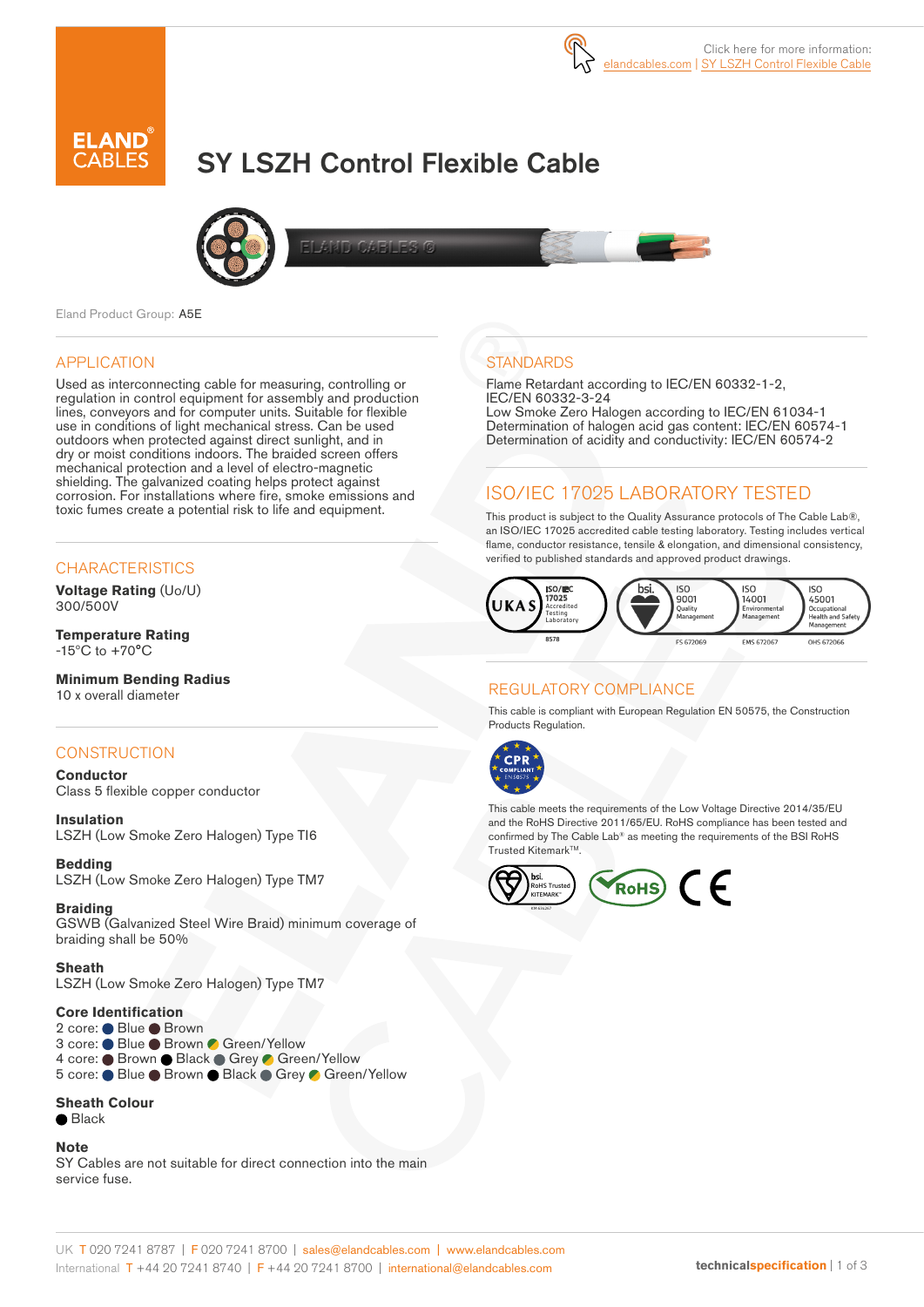Click here for more information: elandcables.com | SY LSZH Control Flexible Cable

# SY LSZH Control Flexible Cable

Eland Product Group: A5E

## APPLICATION

Used as interconnecting cable for measuring, controlling or regulation in control equipment for assembly and production lines, conveyors and for computer units. Suitable for flexible use in conditions of light mechanical stress. Can be used outdoors when protected against direct sunlight, and in dry or moist conditions indoors. The braided screen offers mechanical protection and a level of electro-magnetic shielding. The galvanized coating helps protect against corrosion. For installations where fire, smoke emissions and toxic fumes create a potential risk to life and equipment.

## CHARACTERISTICS

**Voltage Rating** (Uo/U)
300/500V

**Temperature Rating**
-15°C to +70°C

**Minimum Bending Radius**
10 x overall diameter

## CONSTRUCTION

**Conductor**
Class 5 flexible copper conductor

**Insulation**
LSZH (Low Smoke Zero Halogen) Type TI6

**Bedding**
LSZH (Low Smoke Zero Halogen) Type TM7

**Braiding**
GSWB (Galvanized Steel Wire Braid) minimum coverage of braiding shall be 50%

**Sheath**
LSZH (Low Smoke Zero Halogen) Type TM7

**Core Identification**
2 core: Blue, Brown
3 core: Blue, Brown, Green/Yellow
4 core: Brown, Black, Grey, Green/Yellow
5 core: Blue, Brown, Black, Grey, Green/Yellow

**Sheath Colour**
Black

**Note**
SY Cables are not suitable for direct connection into the main service fuse.

## STANDARDS

Flame Retardant according to IEC/EN 60332-1-2, IEC/EN 60332-3-24
Low Smoke Zero Halogen according to IEC/EN 61034-1
Determination of halogen acid gas content: IEC/EN 60574-1
Determination of acidity and conductivity: IEC/EN 60574-2

## ISO/IEC 17025 LABORATORY TESTED

This product is subject to the Quality Assurance protocols of The Cable Lab®, an ISO/IEC 17025 accredited cable testing laboratory. Testing includes vertical flame, conductor resistance, tensile & elongation, and dimensional consistency, verified to published standards and approved product drawings.

UKAS ISO/IEC 17025 Accredited Testing Laboratory 8578 | bsi. ISO 9001 Quality Management FS 672069 | ISO 14001 Environmental Management EMS 672067 | ISO 45001 Occupational Health and Safety Management OHS 672066

## REGULATORY COMPLIANCE

This cable is compliant with European Regulation EN 50575, the Construction Products Regulation.

CPR COMPLIANT EN 50575

This cable meets the requirements of the Low Voltage Directive 2014/35/EU and the RoHS Directive 2011/65/EU. RoHS compliance has been tested and confirmed by The Cable Lab® as meeting the requirements of the BSI RoHS Trusted Kitemark™.

bsi. RoHS Trusted KITEMARK™ | RoHS | CE

UK T 020 7241 8787 | F 020 7241 8700 | sales@elandcables.com | www.elandcables.com
International T +44 20 7241 8740 | F +44 20 7241 8700 | international@elandcables.com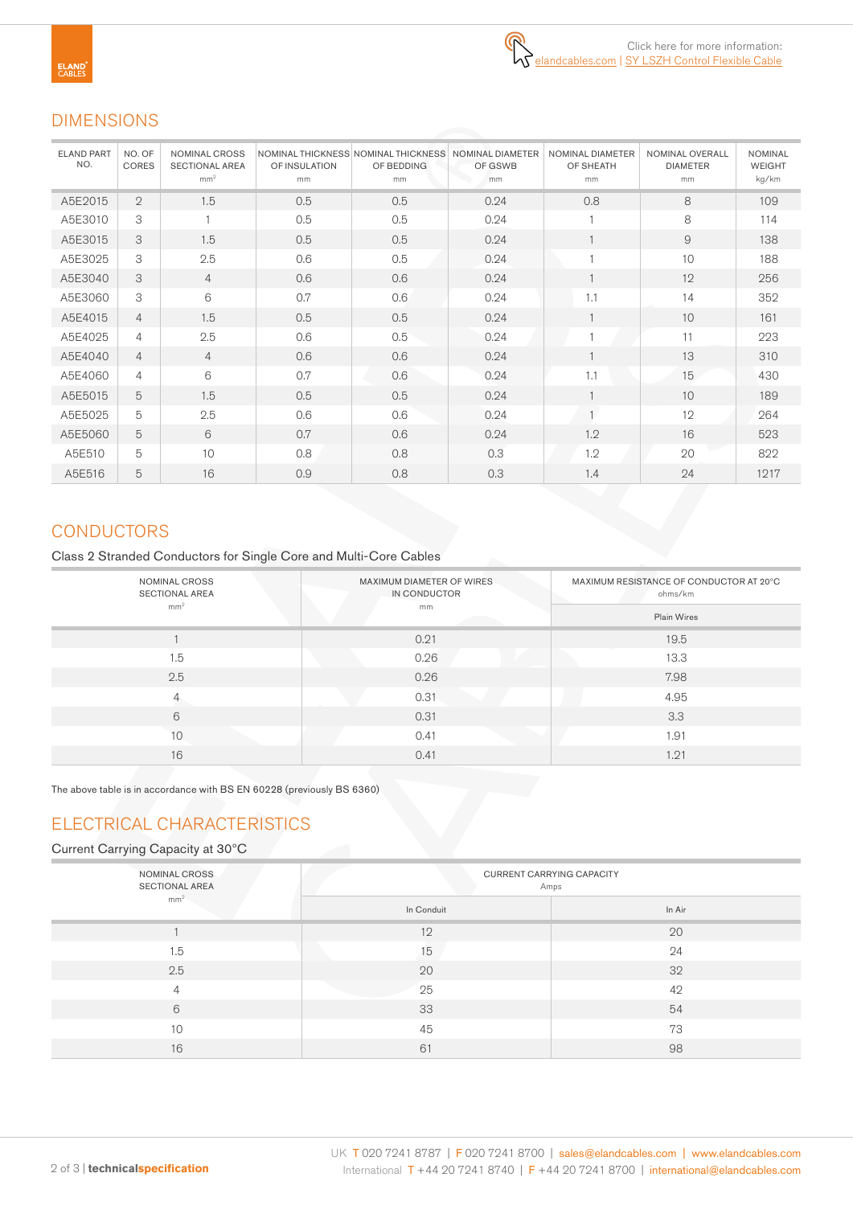Click here for more information: elandcables.com | SY LSZH Control Flexible Cable

## DIMENSIONS

| ELAND PART NO. | NO. OF CORES | NOMINAL CROSS SECTIONAL AREA mm² | NOMINAL THICKNESS OF INSULATION mm | NOMINAL THICKNESS OF BEDDING mm | NOMINAL DIAMETER OF GSWB mm | NOMINAL DIAMETER OF SHEATH mm | NOMINAL OVERALL DIAMETER mm | NOMINAL WEIGHT kg/km |
|---|---|---|---|---|---|---|---|---|
| A5E2015 | 2 | 1.5 | 0.5 | 0.5 | 0.24 | 0.8 | 8 | 109 |
| A5E3010 | 3 | 1 | 0.5 | 0.5 | 0.24 | 1 | 8 | 114 |
| A5E3015 | 3 | 1.5 | 0.5 | 0.5 | 0.24 | 1 | 9 | 138 |
| A5E3025 | 3 | 2.5 | 0.6 | 0.5 | 0.24 | 1 | 10 | 188 |
| A5E3040 | 3 | 4 | 0.6 | 0.6 | 0.24 | 1 | 12 | 256 |
| A5E3060 | 3 | 6 | 0.7 | 0.6 | 0.24 | 1.1 | 14 | 352 |
| A5E4015 | 4 | 1.5 | 0.5 | 0.5 | 0.24 | 1 | 10 | 161 |
| A5E4025 | 4 | 2.5 | 0.6 | 0.5 | 0.24 | 1 | 11 | 223 |
| A5E4040 | 4 | 4 | 0.6 | 0.6 | 0.24 | 1 | 13 | 310 |
| A5E4060 | 4 | 6 | 0.7 | 0.6 | 0.24 | 1.1 | 15 | 430 |
| A5E5015 | 5 | 1.5 | 0.5 | 0.5 | 0.24 | 1 | 10 | 189 |
| A5E5025 | 5 | 2.5 | 0.6 | 0.6 | 0.24 | 1 | 12 | 264 |
| A5E5060 | 5 | 6 | 0.7 | 0.6 | 0.24 | 1.2 | 16 | 523 |
| A5E510 | 5 | 10 | 0.8 | 0.8 | 0.3 | 1.2 | 20 | 822 |
| A5E516 | 5 | 16 | 0.9 | 0.8 | 0.3 | 1.4 | 24 | 1217 |

## CONDUCTORS

Class 2 Stranded Conductors for Single Core and Multi-Core Cables

| NOMINAL CROSS SECTIONAL AREA mm² | MAXIMUM DIAMETER OF WIRES IN CONDUCTOR mm | MAXIMUM RESISTANCE OF CONDUCTOR AT 20°C ohms/km |
|---|---|---|
| | | Plain Wires |
| 1 | 0.21 | 19.5 |
| 1.5 | 0.26 | 13.3 |
| 2.5 | 0.26 | 7.98 |
| 4 | 0.31 | 4.95 |
| 6 | 0.31 | 3.3 |
| 10 | 0.41 | 1.91 |
| 16 | 0.41 | 1.21 |

The above table is in accordance with BS EN 60228 (previously BS 6360)

## ELECTRICAL CHARACTERISTICS

Current Carrying Capacity at 30°C

| NOMINAL CROSS SECTIONAL AREA mm² | CURRENT CARRYING CAPACITY Amps | |
|---|---|---|
| | In Conduit | In Air |
| 1 | 12 | 20 |
| 1.5 | 15 | 24 |
| 2.5 | 20 | 32 |
| 4 | 25 | 42 |
| 6 | 33 | 54 |
| 10 | 45 | 73 |
| 16 | 61 | 98 |

UK T 020 7241 8787 | F 020 7241 8700 | sales@elandcables.com | www.elandcables.com
International T +44 20 7241 8740 | F +44 20 7241 8700 | international@elandcables.com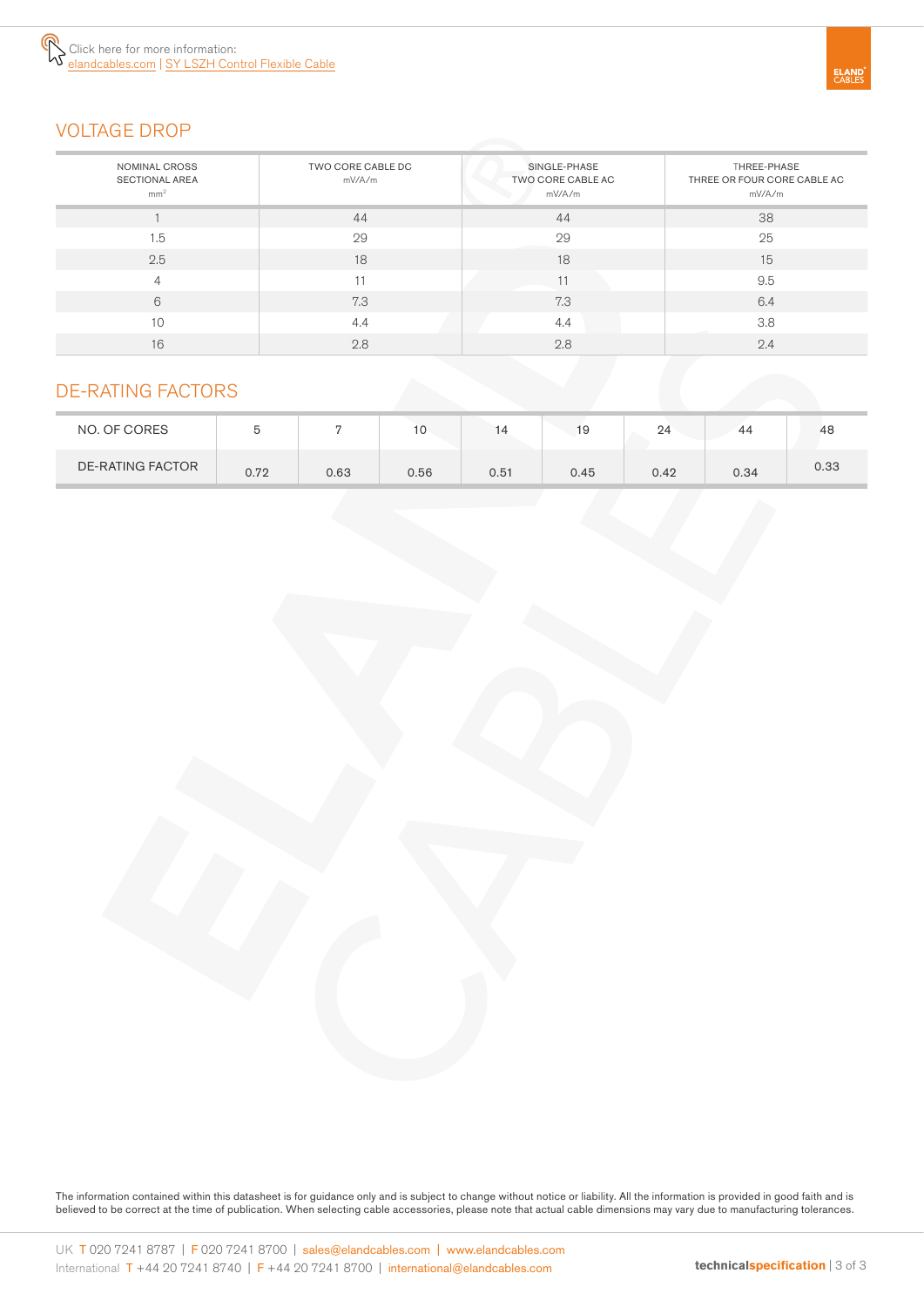Click here for more information:
elandcables.com | SY LSZH Control Flexible Cable

## VOLTAGE DROP

| NOMINAL CROSS SECTIONAL AREA mm² | TWO CORE CABLE DC mV/A/m | SINGLE-PHASE TWO CORE CABLE AC mV/A/m | THREE-PHASE THREE OR FOUR CORE CABLE AC mV/A/m |
|---|---|---|---|
| 1 | 44 | 44 | 38 |
| 1.5 | 29 | 29 | 25 |
| 2.5 | 18 | 18 | 15 |
| 4 | 11 | 11 | 9.5 |
| 6 | 7.3 | 7.3 | 6.4 |
| 10 | 4.4 | 4.4 | 3.8 |
| 16 | 2.8 | 2.8 | 2.4 |

## DE-RATING FACTORS

| NO. OF CORES | 5 | 7 | 10 | 14 | 19 | 24 | 44 | 48 |
|---|---|---|---|---|---|---|---|---|
| DE-RATING FACTOR | 0.72 | 0.63 | 0.56 | 0.51 | 0.45 | 0.42 | 0.34 | 0.33 |

The information contained within this datasheet is for guidance only and is subject to change without notice or liability. All the information is provided in good faith and is believed to be correct at the time of publication. When selecting cable accessories, please note that actual cable dimensions may vary due to manufacturing tolerances.

UK T 020 7241 8787 | F 020 7241 8700 | sales@elandcables.com | www.elandcables.com
International T +44 20 7241 8740 | F +44 20 7241 8700 | international@elandcables.com